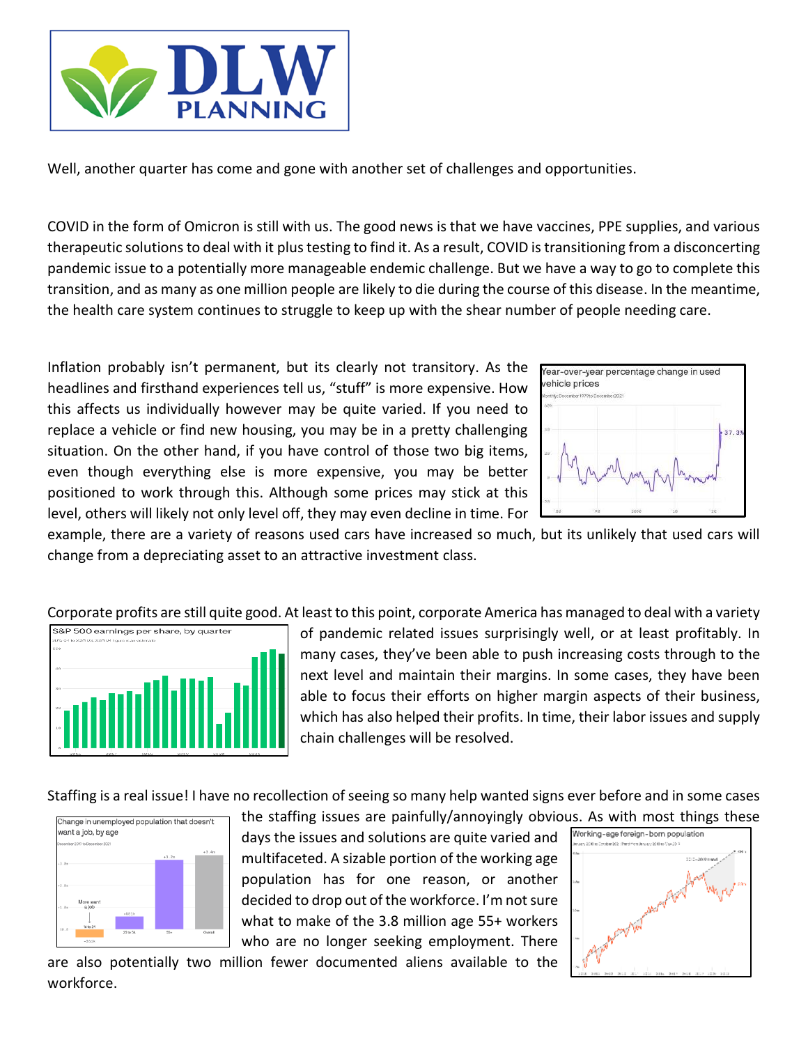Well, another quarter has come and gone with another set of challenges and opportunities.

COVID in the form of Omicron is still with us. The good news is that we have vaccines, PPE supplies, and various therapeutic solutions to deal with it plus testing to find it. As a result, COVID is transitioning from a disconcerting pandemic issue to a potentially more manageable endemic challenge. But we have a way to go to complete this transition, and as many as one million people are likely to die during the course of this disease. In the meantime, the health care system continues to struggle to keep up with the shear number of people needing care.

Inflation probably isn't permanent, but its clearly not transitory. As the headlines and firsthand experiences tell us, "stuff" is more expensive. How this affects us individually however may be quite varied. If you need to replace a vehicle or find new housing, you may be in a pretty challenging situation. On the other hand, if you have control of those two big items, even though everything else is more expensive, you may be better positioned to work through this. Although some prices may stick at this level, others will likely not only level off, they may even decline in time. For example, there are a variety of reasons used cars have increased so much, but its unlikely that used cars will change from a depreciating asset to an attractive investment class.

Corporate profits are still quite good. At least to this point, corporate America has managed to deal with a variety of pandemic related issues surprisingly well, or at least profitably. In many cases, they've been able to push increasing costs through to the next level and maintain their margins. In some cases, they have been able to focus their efforts on higher margin aspects of their business, which has also helped their profits. In time, their labor issues and supply chain challenges will be resolved.

Staffing is a real issue! I have no recollection of seeing so many help wanted signs ever before and in some cases the staffing issues are painfully/annoyingly obvious. As with most things these days the issues and solutions are quite varied and multifaceted. A sizable portion of the working age population has for one reason, or another decided to drop out of the workforce. I'm not sure what to make of the 3.8 million age 55+ workers who are no longer seeking employment. There are also potentially two million fewer documented aliens available to the workforce.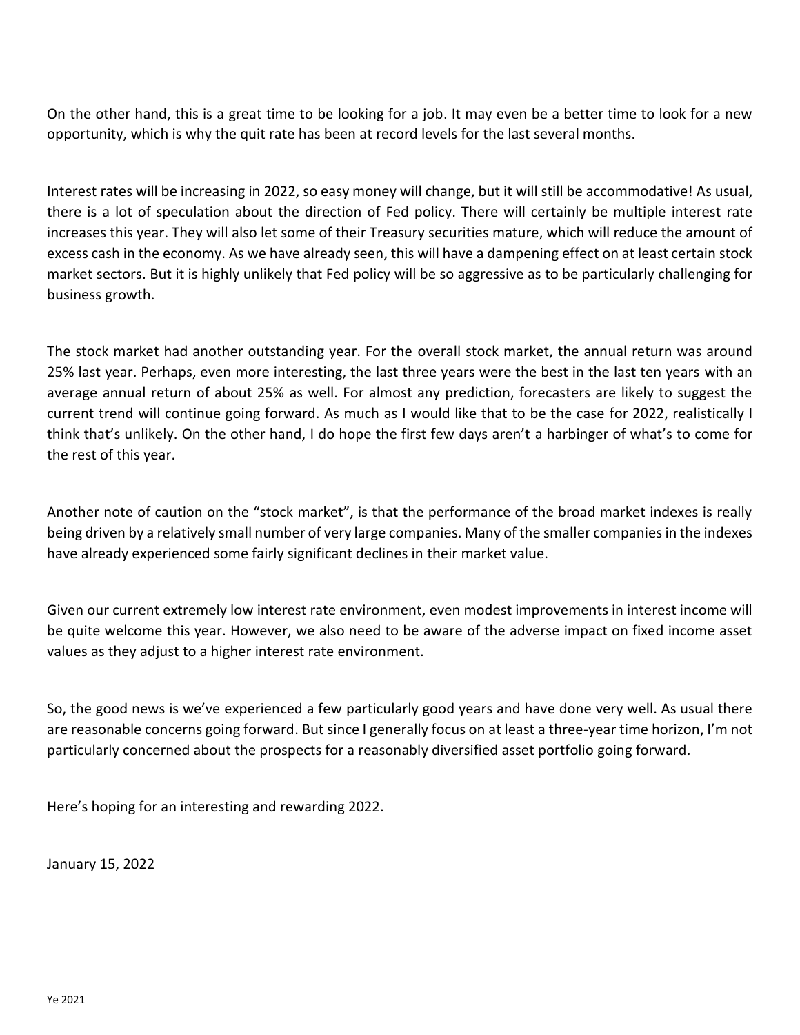On the other hand, this is a great time to be looking for a job. It may even be a better time to look for a new opportunity, which is why the quit rate has been at record levels for the last several months.

Interest rates will be increasing in 2022, so easy money will change, but it will still be accommodative! As usual, there is a lot of speculation about the direction of Fed policy. There will certainly be multiple interest rate increases this year. They will also let some of their Treasury securities mature, which will reduce the amount of excess cash in the economy. As we have already seen, this will have a dampening effect on at least certain stock market sectors. But it is highly unlikely that Fed policy will be so aggressive as to be particularly challenging for business growth.

The stock market had another outstanding year. For the overall stock market, the annual return was around 25% last year. Perhaps, even more interesting, the last three years were the best in the last ten years with an average annual return of about 25% as well. For almost any prediction, forecasters are likely to suggest the current trend will continue going forward. As much as I would like that to be the case for 2022, realistically I think that's unlikely. On the other hand, I do hope the first few days aren't a harbinger of what's to come for the rest of this year.

Another note of caution on the "stock market", is that the performance of the broad market indexes is really being driven by a relatively small number of very large companies. Many of the smaller companies in the indexes have already experienced some fairly significant declines in their market value.

Given our current extremely low interest rate environment, even modest improvements in interest income will be quite welcome this year. However, we also need to be aware of the adverse impact on fixed income asset values as they adjust to a higher interest rate environment.

So, the good news is we've experienced a few particularly good years and have done very well. As usual there are reasonable concerns going forward. But since I generally focus on at least a three-year time horizon, I'm not particularly concerned about the prospects for a reasonably diversified asset portfolio going forward.

Here's hoping for an interesting and rewarding 2022.

January 15, 2022